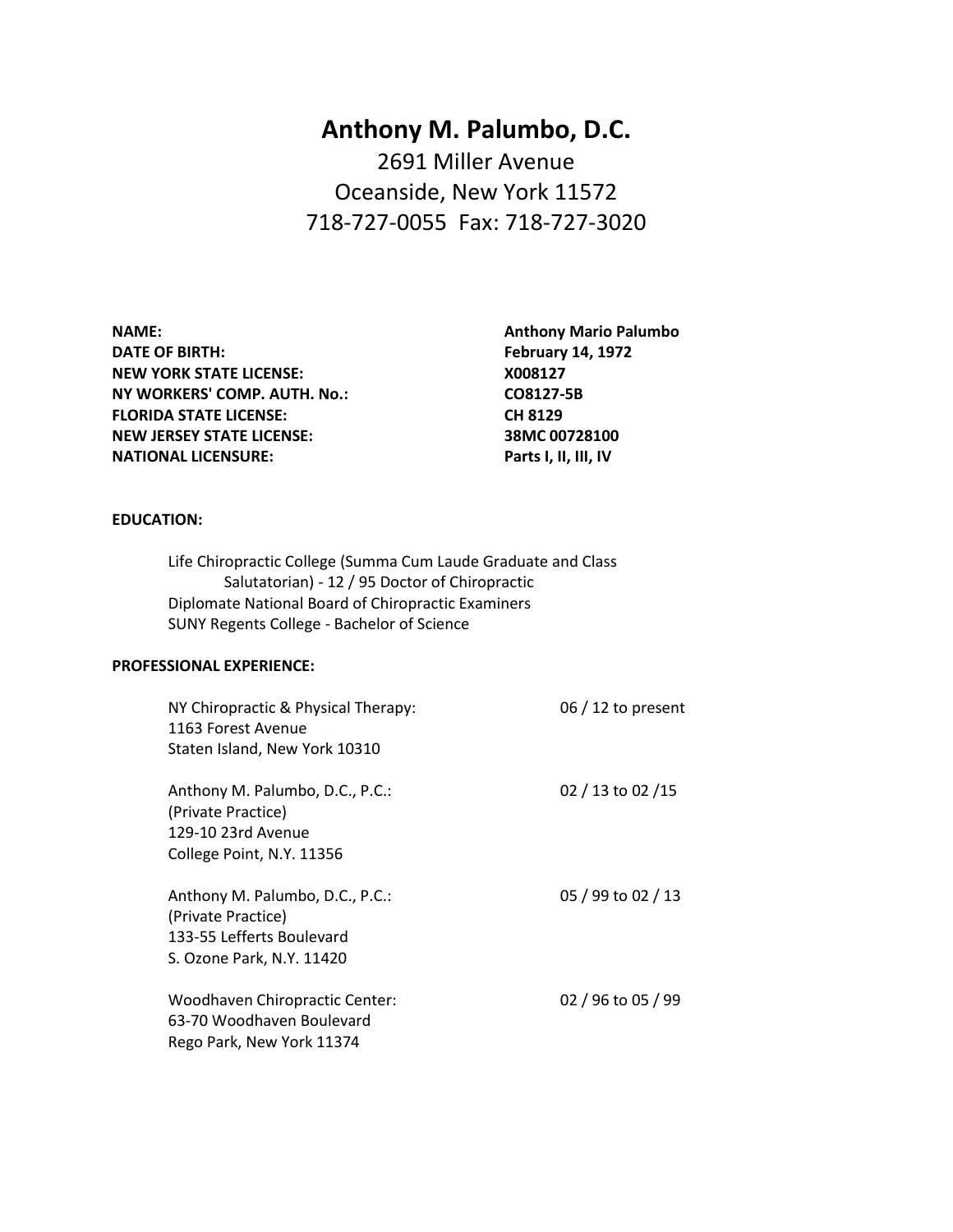# Anthony M. Palumbo, D.C.

2691 Miller Avenue
Oceanside, New York 11572
718-727-0055 Fax: 718-727-3020

| | |
|---|---|
| **NAME:** | **Anthony Mario Palumbo** |
| **DATE OF BIRTH:** | **February 14, 1972** |
| **NEW YORK STATE LICENSE:** | **X008127** |
| **NY WORKERS' COMP. AUTH. No.:** | **CO8127-5B** |
| **FLORIDA STATE LICENSE:** | **CH 8129** |
| **NEW JERSEY STATE LICENSE:** | **38MC 00728100** |
| **NATIONAL LICENSURE:** | **Parts I, II, III, IV** |

**EDUCATION:**

Life Chiropractic College (Summa Cum Laude Graduate and Class Salutatorian) - 12 / 95 Doctor of Chiropractic
Diplomate National Board of Chiropractic Examiners
SUNY Regents College - Bachelor of Science

**PROFESSIONAL EXPERIENCE:**

NY Chiropractic & Physical Therapy: — 06 / 12 to present
1163 Forest Avenue
Staten Island, New York 10310

Anthony M. Palumbo, D.C., P.C.: — 02 / 13 to 02 /15
(Private Practice)
129-10 23rd Avenue
College Point, N.Y. 11356

Anthony M. Palumbo, D.C., P.C.: — 05 / 99 to 02 / 13
(Private Practice)
133-55 Lefferts Boulevard
S. Ozone Park, N.Y. 11420

Woodhaven Chiropractic Center: — 02 / 96 to 05 / 99
63-70 Woodhaven Boulevard
Rego Park, New York 11374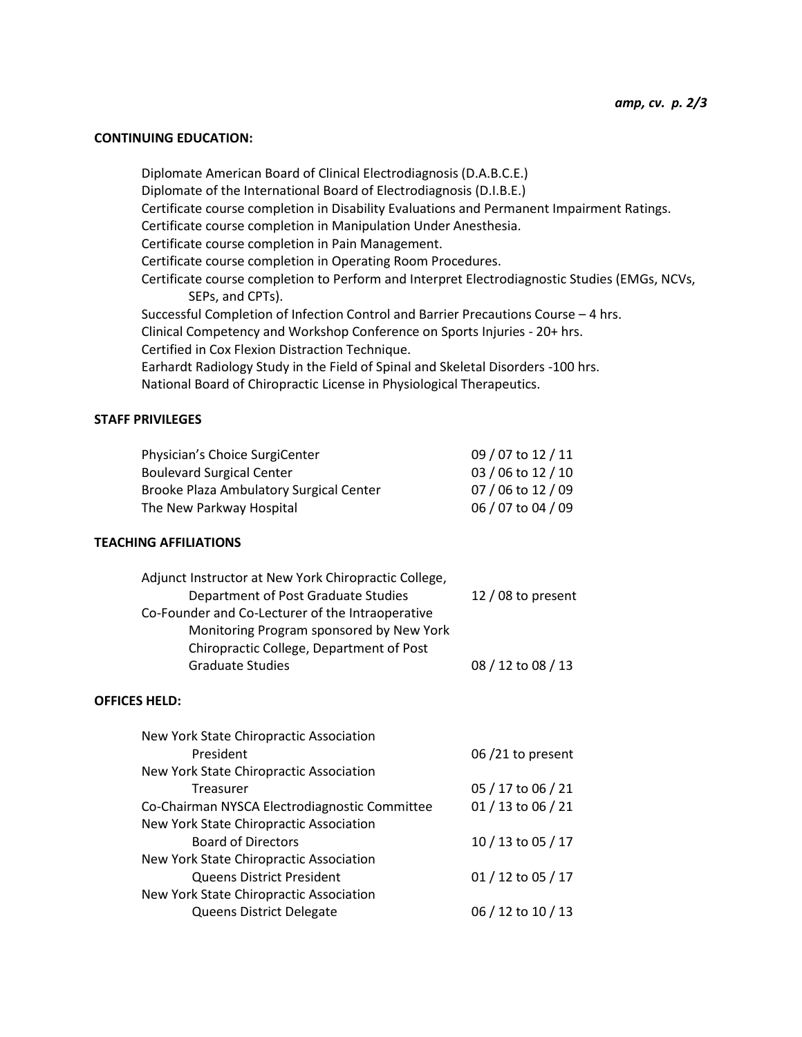## CONTINUING EDUCATION:

- Diplomate American Board of Clinical Electrodiagnosis (D.A.B.C.E.)
- Diplomate of the International Board of Electrodiagnosis (D.I.B.E.)
- Certificate course completion in Disability Evaluations and Permanent Impairment Ratings.
- Certificate course completion in Manipulation Under Anesthesia.
- Certificate course completion in Pain Management.
- Certificate course completion in Operating Room Procedures.
- Certificate course completion to Perform and Interpret Electrodiagnostic Studies (EMGs, NCVs, SEPs, and CPTs).
- Successful Completion of Infection Control and Barrier Precautions Course – 4 hrs.
- Clinical Competency and Workshop Conference on Sports Injuries - 20+ hrs.
- Certified in Cox Flexion Distraction Technique.
- Earhardt Radiology Study in the Field of Spinal and Skeletal Disorders -100 hrs.
- National Board of Chiropractic License in Physiological Therapeutics.

## STAFF PRIVILEGES

| | |
|---|---|
| Physician's Choice SurgiCenter | 09 / 07 to 12 / 11 |
| Boulevard Surgical Center | 03 / 06 to 12 / 10 |
| Brooke Plaza Ambulatory Surgical Center | 07 / 06 to 12 / 09 |
| The New Parkway Hospital | 06 / 07 to 04 / 09 |

## TEACHING AFFILIATIONS

| | |
|---|---|
| Adjunct Instructor at New York Chiropractic College, Department of Post Graduate Studies | 12 / 08 to present |
| Co-Founder and Co-Lecturer of the Intraoperative Monitoring Program sponsored by New York Chiropractic College, Department of Post Graduate Studies | 08 / 12 to 08 / 13 |

## OFFICES HELD:

| | |
|---|---|
| New York State Chiropractic Association President | 06 /21 to present |
| New York State Chiropractic Association Treasurer | 05 / 17 to 06 / 21 |
| Co-Chairman NYSCA Electrodiagnostic Committee | 01 / 13 to 06 / 21 |
| New York State Chiropractic Association Board of Directors | 10 / 13 to 05 / 17 |
| New York State Chiropractic Association Queens District President | 01 / 12 to 05 / 17 |
| New York State Chiropractic Association Queens District Delegate | 06 / 12 to 10 / 13 |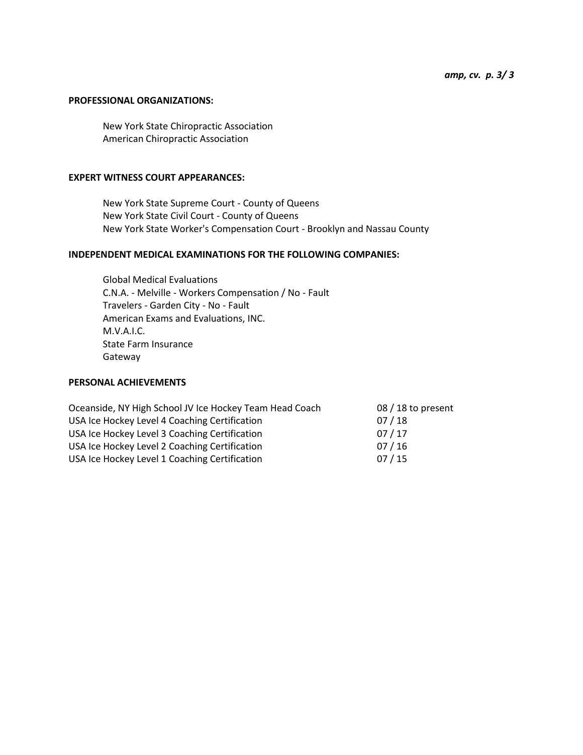## PROFESSIONAL ORGANIZATIONS:

New York State Chiropractic Association
American Chiropractic Association

## EXPERT WITNESS COURT APPEARANCES:

New York State Supreme Court - County of Queens
New York State Civil Court - County of Queens
New York State Worker's Compensation Court - Brooklyn and Nassau County

## INDEPENDENT MEDICAL EXAMINATIONS FOR THE FOLLOWING COMPANIES:

Global Medical Evaluations
C.N.A. - Melville - Workers Compensation / No - Fault
Travelers - Garden City - No - Fault
American Exams and Evaluations, INC.
M.V.A.I.C.
State Farm Insurance
Gateway

## PERSONAL ACHIEVEMENTS

| | |
|---|---|
| Oceanside, NY High School JV Ice Hockey Team Head Coach | 08 / 18 to present |
| USA Ice Hockey Level 4 Coaching Certification | 07 / 18 |
| USA Ice Hockey Level 3 Coaching Certification | 07 / 17 |
| USA Ice Hockey Level 2 Coaching Certification | 07 / 16 |
| USA Ice Hockey Level 1 Coaching Certification | 07 / 15 |